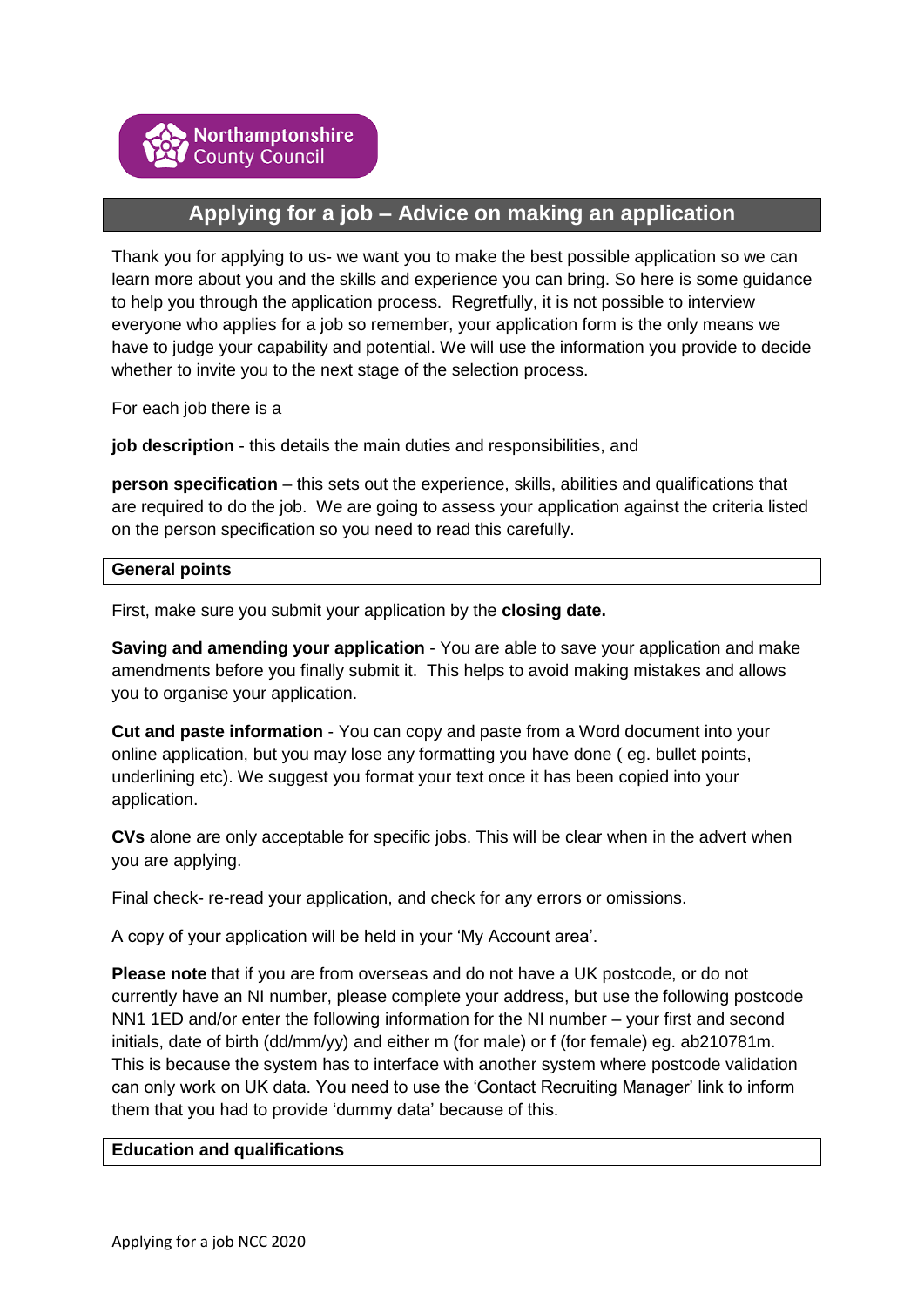Northamptonshire County Council

# Applying for a job – Advice on making an application

Thank you for applying to us- we want you to make the best possible application so we can learn more about you and the skills and experience you can bring. So here is some guidance to help you through the application process. Regretfully, it is not possible to interview everyone who applies for a job so remember, your application form is the only means we have to judge your capability and potential. We will use the information you provide to decide whether to invite you to the next stage of the selection process.

For each job there is a

**job description** - this details the main duties and responsibilities, and

**person specification** – this sets out the experience, skills, abilities and qualifications that are required to do the job. We are going to assess your application against the criteria listed on the person specification so you need to read this carefully.

## General points

First, make sure you submit your application by the **closing date.**

**Saving and amending your application** - You are able to save your application and make amendments before you finally submit it. This helps to avoid making mistakes and allows you to organise your application.

**Cut and paste information** - You can copy and paste from a Word document into your online application, but you may lose any formatting you have done ( eg. bullet points, underlining etc). We suggest you format your text once it has been copied into your application.

**CVs** alone are only acceptable for specific jobs. This will be clear when in the advert when you are applying.

Final check- re-read your application, and check for any errors or omissions.

A copy of your application will be held in your 'My Account area'.

**Please note** that if you are from overseas and do not have a UK postcode, or do not currently have an NI number, please complete your address, but use the following postcode NN1 1ED and/or enter the following information for the NI number – your first and second initials, date of birth (dd/mm/yy) and either m (for male) or f (for female) eg. ab210781m. This is because the system has to interface with another system where postcode validation can only work on UK data. You need to use the 'Contact Recruiting Manager' link to inform them that you had to provide 'dummy data' because of this.

## Education and qualifications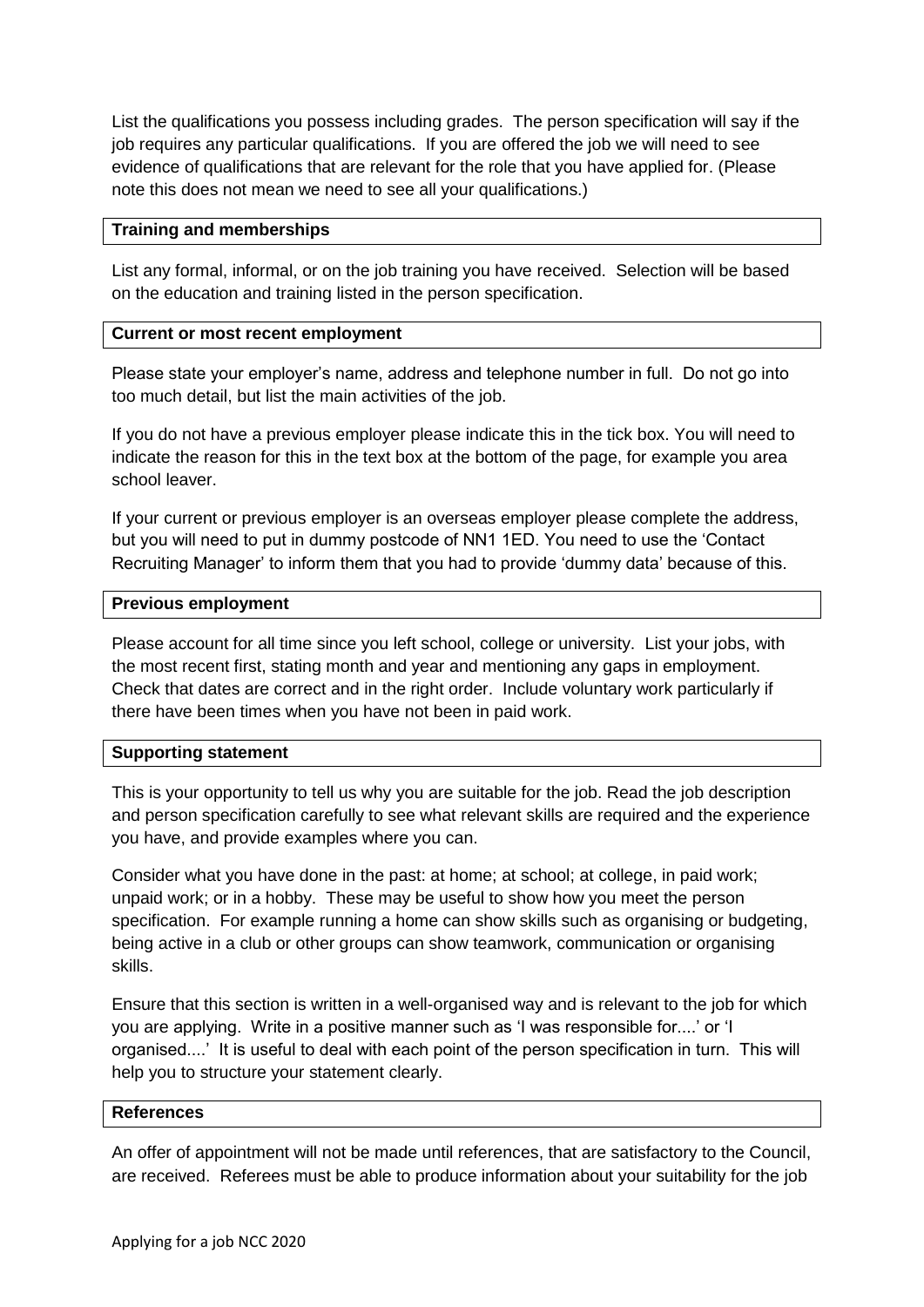List the qualifications you possess including grades. The person specification will say if the job requires any particular qualifications. If you are offered the job we will need to see evidence of qualifications that are relevant for the role that you have applied for. (Please note this does not mean we need to see all your qualifications.)

## Training and memberships

List any formal, informal, or on the job training you have received. Selection will be based on the education and training listed in the person specification.

## Current or most recent employment

Please state your employer's name, address and telephone number in full. Do not go into too much detail, but list the main activities of the job.

If you do not have a previous employer please indicate this in the tick box. You will need to indicate the reason for this in the text box at the bottom of the page, for example you area school leaver.

If your current or previous employer is an overseas employer please complete the address, but you will need to put in dummy postcode of NN1 1ED. You need to use the 'Contact Recruiting Manager' to inform them that you had to provide 'dummy data' because of this.

## Previous employment

Please account for all time since you left school, college or university. List your jobs, with the most recent first, stating month and year and mentioning any gaps in employment. Check that dates are correct and in the right order. Include voluntary work particularly if there have been times when you have not been in paid work.

## Supporting statement

This is your opportunity to tell us why you are suitable for the job. Read the job description and person specification carefully to see what relevant skills are required and the experience you have, and provide examples where you can.

Consider what you have done in the past: at home; at school; at college, in paid work; unpaid work; or in a hobby. These may be useful to show how you meet the person specification. For example running a home can show skills such as organising or budgeting, being active in a club or other groups can show teamwork, communication or organising skills.

Ensure that this section is written in a well-organised way and is relevant to the job for which you are applying. Write in a positive manner such as 'I was responsible for....' or 'I organised....' It is useful to deal with each point of the person specification in turn. This will help you to structure your statement clearly.

## References

An offer of appointment will not be made until references, that are satisfactory to the Council, are received. Referees must be able to produce information about your suitability for the job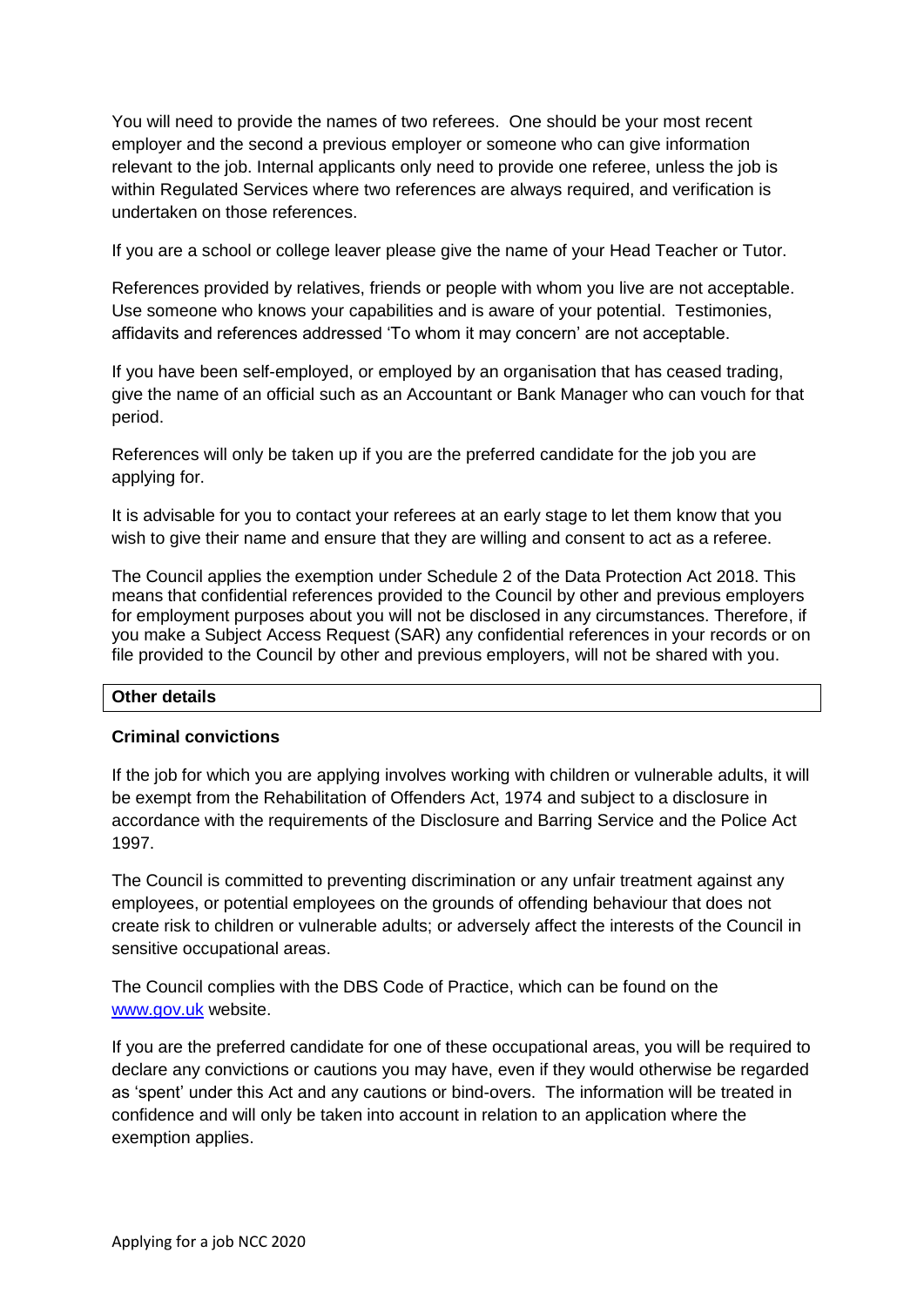You will need to provide the names of two referees. One should be your most recent employer and the second a previous employer or someone who can give information relevant to the job. Internal applicants only need to provide one referee, unless the job is within Regulated Services where two references are always required, and verification is undertaken on those references.

If you are a school or college leaver please give the name of your Head Teacher or Tutor.

References provided by relatives, friends or people with whom you live are not acceptable. Use someone who knows your capabilities and is aware of your potential. Testimonies, affidavits and references addressed 'To whom it may concern' are not acceptable.

If you have been self-employed, or employed by an organisation that has ceased trading, give the name of an official such as an Accountant or Bank Manager who can vouch for that period.

References will only be taken up if you are the preferred candidate for the job you are applying for.

It is advisable for you to contact your referees at an early stage to let them know that you wish to give their name and ensure that they are willing and consent to act as a referee.

The Council applies the exemption under Schedule 2 of the Data Protection Act 2018. This means that confidential references provided to the Council by other and previous employers for employment purposes about you will not be disclosed in any circumstances. Therefore, if you make a Subject Access Request (SAR) any confidential references in your records or on file provided to the Council by other and previous employers, will not be shared with you.

## Other details

### Criminal convictions

If the job for which you are applying involves working with children or vulnerable adults, it will be exempt from the Rehabilitation of Offenders Act, 1974 and subject to a disclosure in accordance with the requirements of the Disclosure and Barring Service and the Police Act 1997.

The Council is committed to preventing discrimination or any unfair treatment against any employees, or potential employees on the grounds of offending behaviour that does not create risk to children or vulnerable adults; or adversely affect the interests of the Council in sensitive occupational areas.

The Council complies with the DBS Code of Practice, which can be found on the [www.gov.uk](http://www.gov.uk) website.

If you are the preferred candidate for one of these occupational areas, you will be required to declare any convictions or cautions you may have, even if they would otherwise be regarded as 'spent' under this Act and any cautions or bind-overs. The information will be treated in confidence and will only be taken into account in relation to an application where the exemption applies.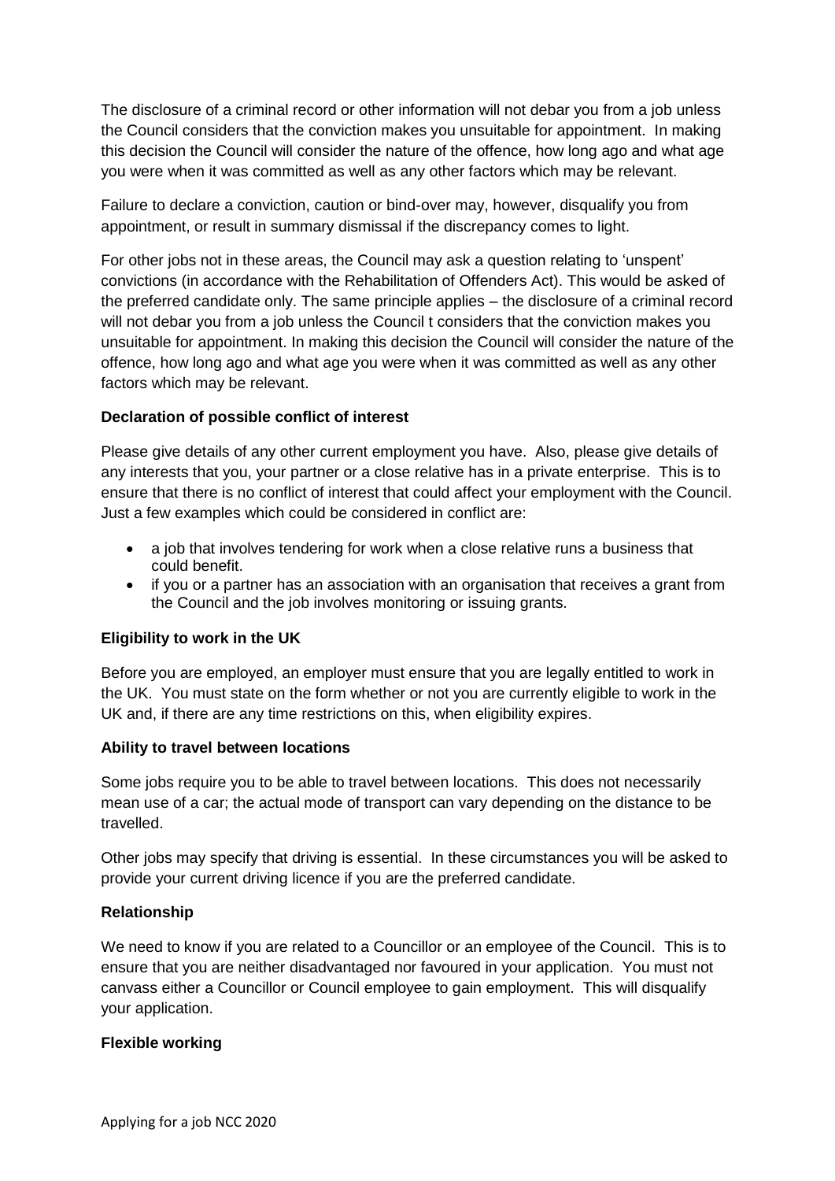The disclosure of a criminal record or other information will not debar you from a job unless the Council considers that the conviction makes you unsuitable for appointment. In making this decision the Council will consider the nature of the offence, how long ago and what age you were when it was committed as well as any other factors which may be relevant.

Failure to declare a conviction, caution or bind-over may, however, disqualify you from appointment, or result in summary dismissal if the discrepancy comes to light.

For other jobs not in these areas, the Council may ask a question relating to 'unspent' convictions (in accordance with the Rehabilitation of Offenders Act). This would be asked of the preferred candidate only. The same principle applies – the disclosure of a criminal record will not debar you from a job unless the Council t considers that the conviction makes you unsuitable for appointment. In making this decision the Council will consider the nature of the offence, how long ago and what age you were when it was committed as well as any other factors which may be relevant.

**Declaration of possible conflict of interest**

Please give details of any other current employment you have. Also, please give details of any interests that you, your partner or a close relative has in a private enterprise. This is to ensure that there is no conflict of interest that could affect your employment with the Council. Just a few examples which could be considered in conflict are:

- a job that involves tendering for work when a close relative runs a business that could benefit.
- if you or a partner has an association with an organisation that receives a grant from the Council and the job involves monitoring or issuing grants.

**Eligibility to work in the UK**

Before you are employed, an employer must ensure that you are legally entitled to work in the UK. You must state on the form whether or not you are currently eligible to work in the UK and, if there are any time restrictions on this, when eligibility expires.

**Ability to travel between locations**

Some jobs require you to be able to travel between locations. This does not necessarily mean use of a car; the actual mode of transport can vary depending on the distance to be travelled.

Other jobs may specify that driving is essential. In these circumstances you will be asked to provide your current driving licence if you are the preferred candidate.

**Relationship**

We need to know if you are related to a Councillor or an employee of the Council. This is to ensure that you are neither disadvantaged nor favoured in your application. You must not canvass either a Councillor or Council employee to gain employment. This will disqualify your application.

**Flexible working**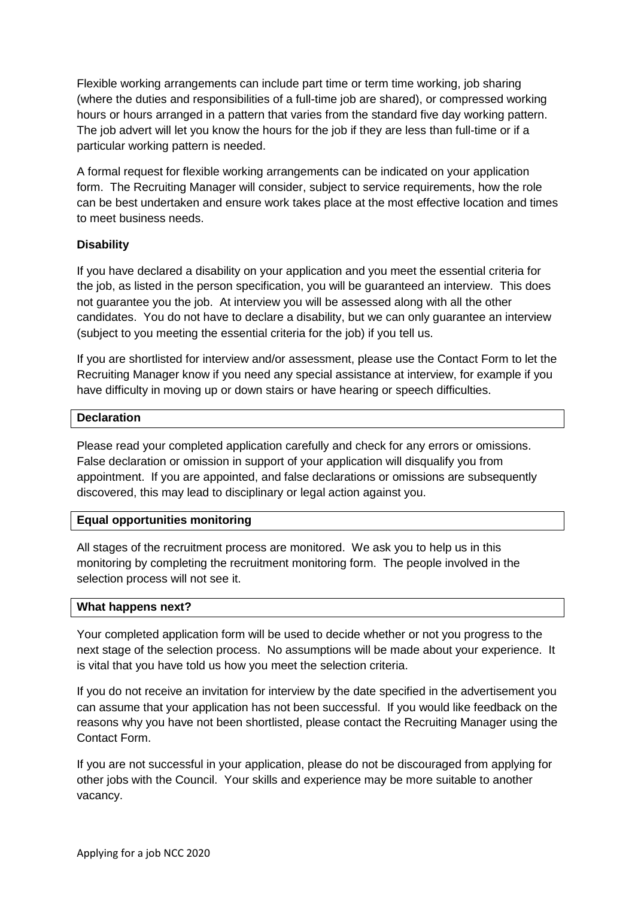Flexible working arrangements can include part time or term time working, job sharing (where the duties and responsibilities of a full-time job are shared), or compressed working hours or hours arranged in a pattern that varies from the standard five day working pattern. The job advert will let you know the hours for the job if they are less than full-time or if a particular working pattern is needed.

A formal request for flexible working arrangements can be indicated on your application form. The Recruiting Manager will consider, subject to service requirements, how the role can be best undertaken and ensure work takes place at the most effective location and times to meet business needs.

**Disability**

If you have declared a disability on your application and you meet the essential criteria for the job, as listed in the person specification, you will be guaranteed an interview. This does not guarantee you the job. At interview you will be assessed along with all the other candidates. You do not have to declare a disability, but we can only guarantee an interview (subject to you meeting the essential criteria for the job) if you tell us.

If you are shortlisted for interview and/or assessment, please use the Contact Form to let the Recruiting Manager know if you need any special assistance at interview, for example if you have difficulty in moving up or down stairs or have hearing or speech difficulties.

## Declaration

Please read your completed application carefully and check for any errors or omissions. False declaration or omission in support of your application will disqualify you from appointment. If you are appointed, and false declarations or omissions are subsequently discovered, this may lead to disciplinary or legal action against you.

## Equal opportunities monitoring

All stages of the recruitment process are monitored. We ask you to help us in this monitoring by completing the recruitment monitoring form. The people involved in the selection process will not see it.

## What happens next?

Your completed application form will be used to decide whether or not you progress to the next stage of the selection process. No assumptions will be made about your experience. It is vital that you have told us how you meet the selection criteria.

If you do not receive an invitation for interview by the date specified in the advertisement you can assume that your application has not been successful. If you would like feedback on the reasons why you have not been shortlisted, please contact the Recruiting Manager using the Contact Form.

If you are not successful in your application, please do not be discouraged from applying for other jobs with the Council. Your skills and experience may be more suitable to another vacancy.